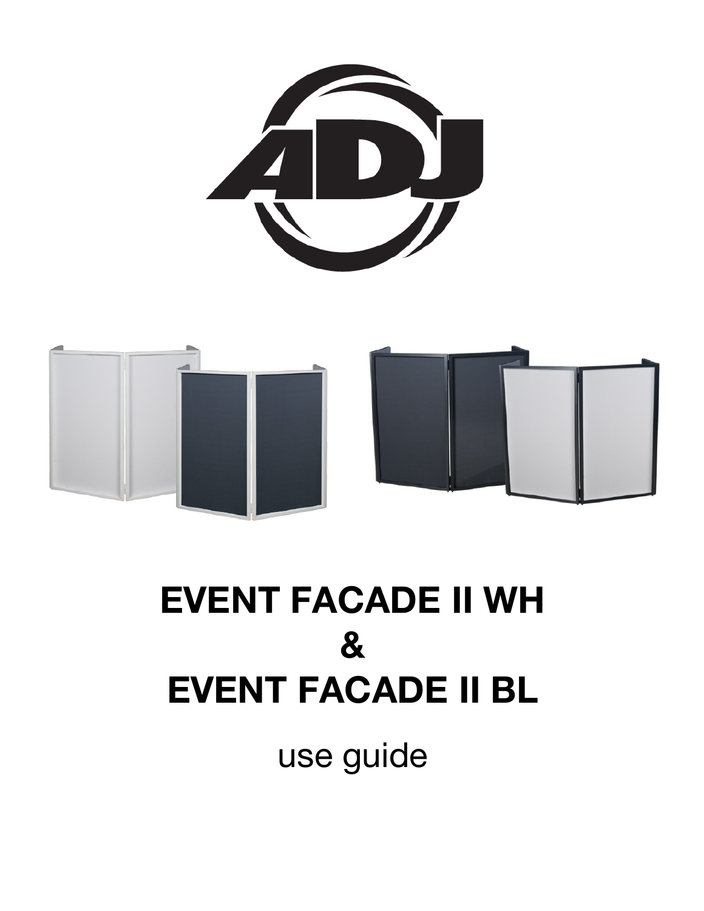# EVENT FACADE II WH

# &

# EVENT FACADE II BL

use guide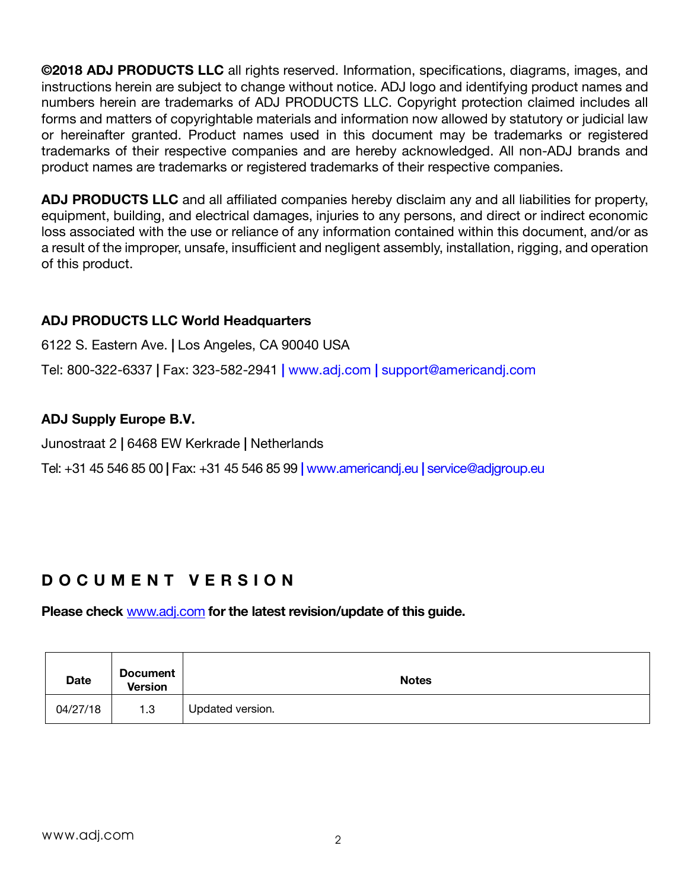**©2018 ADJ PRODUCTS LLC** all rights reserved. Information, specifications, diagrams, images, and instructions herein are subject to change without notice. ADJ logo and identifying product names and numbers herein are trademarks of ADJ PRODUCTS LLC. Copyright protection claimed includes all forms and matters of copyrightable materials and information now allowed by statutory or judicial law or hereinafter granted. Product names used in this document may be trademarks or registered trademarks of their respective companies and are hereby acknowledged. All non-ADJ brands and product names are trademarks or registered trademarks of their respective companies.

**ADJ PRODUCTS LLC** and all affiliated companies hereby disclaim any and all liabilities for property, equipment, building, and electrical damages, injuries to any persons, and direct or indirect economic loss associated with the use or reliance of any information contained within this document, and/or as a result of the improper, unsafe, insufficient and negligent assembly, installation, rigging, and operation of this product.

**ADJ PRODUCTS LLC World Headquarters**

6122 S. Eastern Ave. | Los Angeles, CA 90040 USA

Tel: 800-322-6337 | Fax: 323-582-2941 | www.adj.com | support@americandj.com

**ADJ Supply Europe B.V.**

Junostraat 2 | 6468 EW Kerkrade | Netherlands

Tel: +31 45 546 85 00 | Fax: +31 45 546 85 99 | www.americandj.eu | service@adjgroup.eu

## DOCUMENT VERSION

**Please check www.adj.com for the latest revision/update of this guide.**

| Date | Document Version | Notes |
|---|---|---|
| 04/27/18 | 1.3 | Updated version. |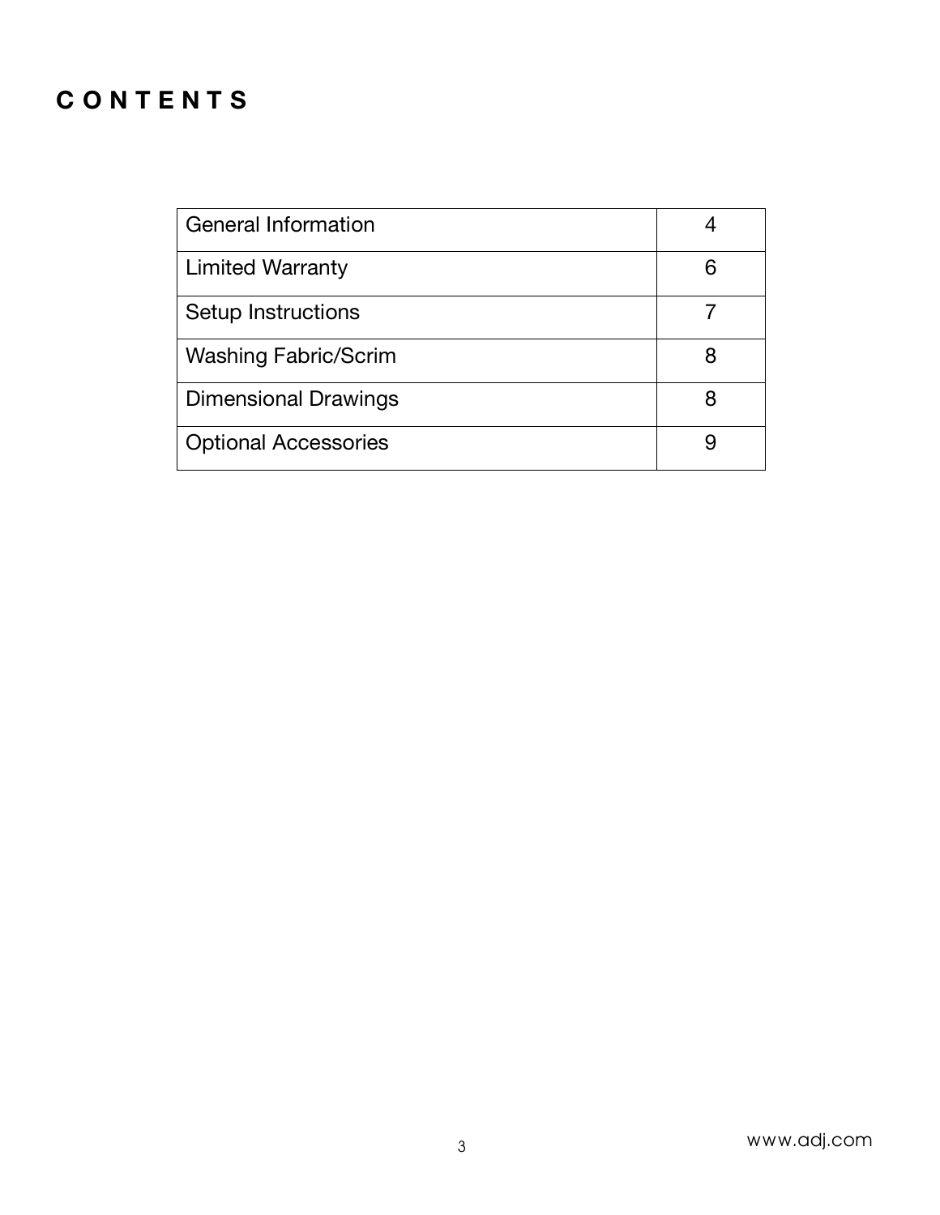# C O N T E N T S

| | |
|---|---|
| General Information | 4 |
| Limited Warranty | 6 |
| Setup Instructions | 7 |
| Washing Fabric/Scrim | 8 |
| Dimensional Drawings | 8 |
| Optional Accessories | 9 |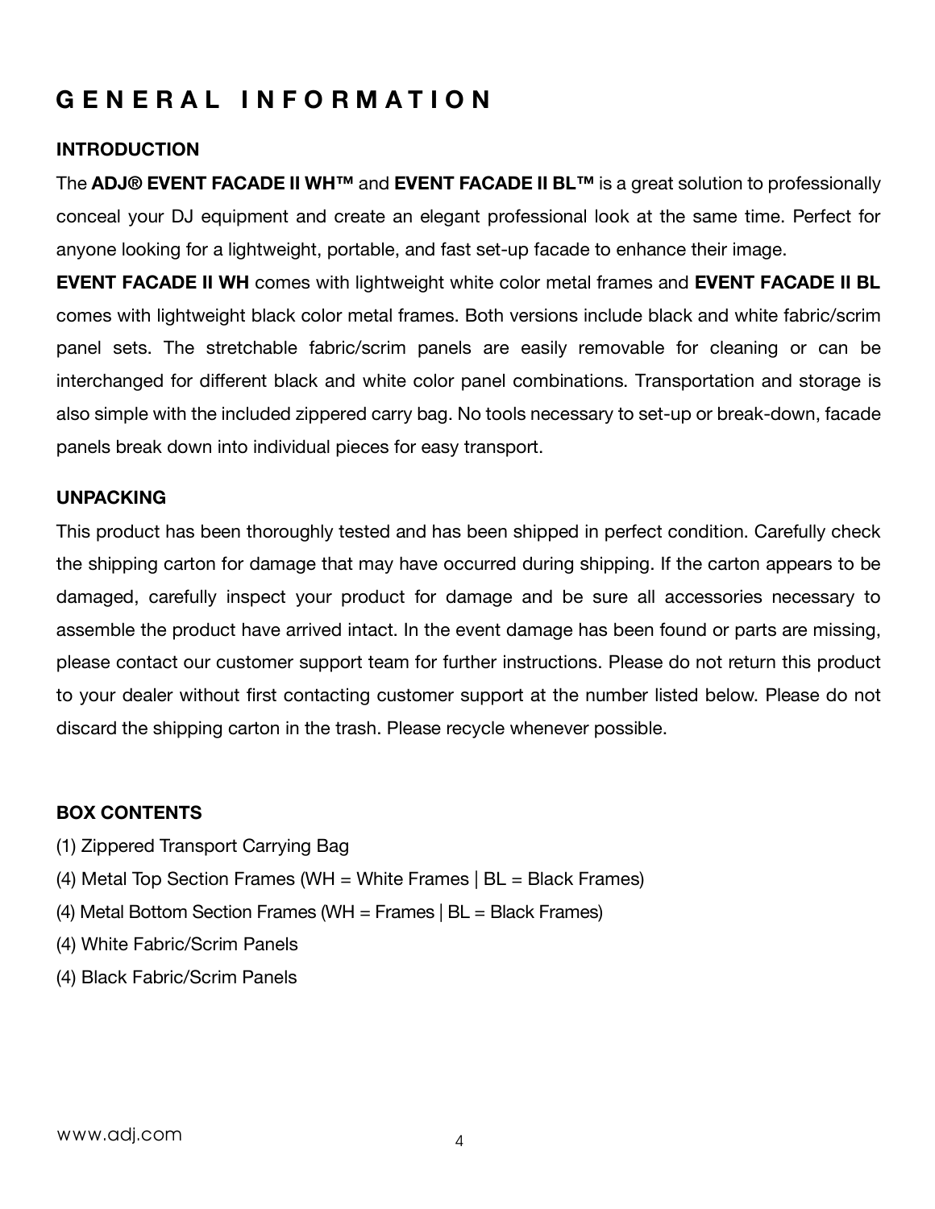# G E N E R A L I N F O R M A T I O N

### INTRODUCTION

The **ADJ® EVENT FACADE II WH™** and **EVENT FACADE II BL™** is a great solution to professionally conceal your DJ equipment and create an elegant professional look at the same time. Perfect for anyone looking for a lightweight, portable, and fast set-up facade to enhance their image.

**EVENT FACADE II WH** comes with lightweight white color metal frames and **EVENT FACADE II BL** comes with lightweight black color metal frames. Both versions include black and white fabric/scrim panel sets. The stretchable fabric/scrim panels are easily removable for cleaning or can be interchanged for different black and white color panel combinations. Transportation and storage is also simple with the included zippered carry bag. No tools necessary to set-up or break-down, facade panels break down into individual pieces for easy transport.

### UNPACKING

This product has been thoroughly tested and has been shipped in perfect condition. Carefully check the shipping carton for damage that may have occurred during shipping. If the carton appears to be damaged, carefully inspect your product for damage and be sure all accessories necessary to assemble the product have arrived intact. In the event damage has been found or parts are missing, please contact our customer support team for further instructions. Please do not return this product to your dealer without first contacting customer support at the number listed below. Please do not discard the shipping carton in the trash. Please recycle whenever possible.

### BOX CONTENTS

(1) Zippered Transport Carrying Bag
(4) Metal Top Section Frames (WH = White Frames | BL = Black Frames)
(4) Metal Bottom Section Frames (WH = Frames | BL = Black Frames)
(4) White Fabric/Scrim Panels
(4) Black Fabric/Scrim Panels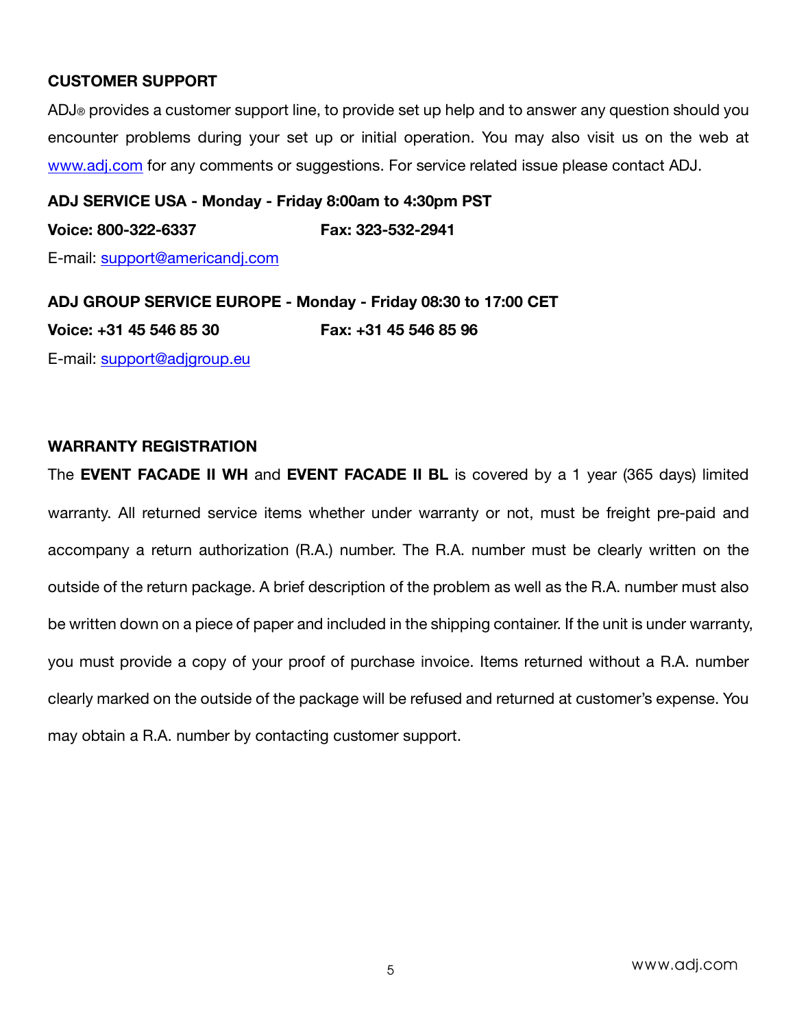## CUSTOMER SUPPORT

ADJ® provides a customer support line, to provide set up help and to answer any question should you encounter problems during your set up or initial operation. You may also visit us on the web at www.adj.com for any comments or suggestions. For service related issue please contact ADJ.

**ADJ SERVICE USA - Monday - Friday 8:00am to 4:30pm PST**

**Voice: 800-322-6337** **Fax: 323-532-2941**

E-mail: support@americandj.com

**ADJ GROUP SERVICE EUROPE - Monday - Friday 08:30 to 17:00 CET**

**Voice: +31 45 546 85 30** **Fax: +31 45 546 85 96**

E-mail: support@adjgroup.eu

## WARRANTY REGISTRATION

The **EVENT FACADE II WH** and **EVENT FACADE II BL** is covered by a 1 year (365 days) limited warranty. All returned service items whether under warranty or not, must be freight pre-paid and accompany a return authorization (R.A.) number. The R.A. number must be clearly written on the outside of the return package. A brief description of the problem as well as the R.A. number must also be written down on a piece of paper and included in the shipping container. If the unit is under warranty, you must provide a copy of your proof of purchase invoice. Items returned without a R.A. number clearly marked on the outside of the package will be refused and returned at customer's expense. You may obtain a R.A. number by contacting customer support.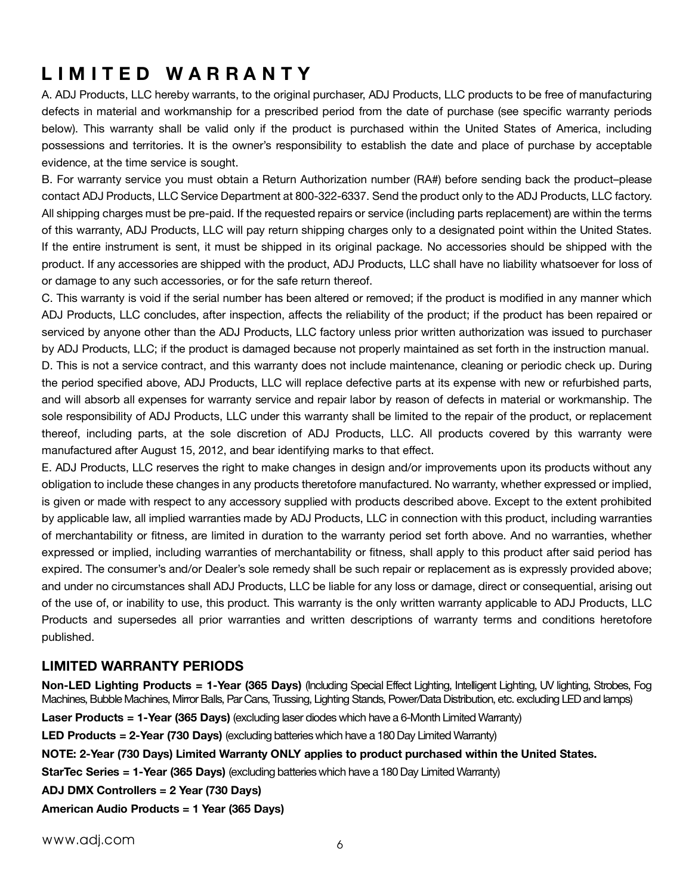# LIMITED WARRANTY

A. ADJ Products, LLC hereby warrants, to the original purchaser, ADJ Products, LLC products to be free of manufacturing defects in material and workmanship for a prescribed period from the date of purchase (see specific warranty periods below). This warranty shall be valid only if the product is purchased within the United States of America, including possessions and territories. It is the owner's responsibility to establish the date and place of purchase by acceptable evidence, at the time service is sought.

B. For warranty service you must obtain a Return Authorization number (RA#) before sending back the product–please contact ADJ Products, LLC Service Department at 800-322-6337. Send the product only to the ADJ Products, LLC factory. All shipping charges must be pre-paid. If the requested repairs or service (including parts replacement) are within the terms of this warranty, ADJ Products, LLC will pay return shipping charges only to a designated point within the United States. If the entire instrument is sent, it must be shipped in its original package. No accessories should be shipped with the product. If any accessories are shipped with the product, ADJ Products, LLC shall have no liability whatsoever for loss of or damage to any such accessories, or for the safe return thereof.

C. This warranty is void if the serial number has been altered or removed; if the product is modified in any manner which ADJ Products, LLC concludes, after inspection, affects the reliability of the product; if the product has been repaired or serviced by anyone other than the ADJ Products, LLC factory unless prior written authorization was issued to purchaser by ADJ Products, LLC; if the product is damaged because not properly maintained as set forth in the instruction manual.

D. This is not a service contract, and this warranty does not include maintenance, cleaning or periodic check up. During the period specified above, ADJ Products, LLC will replace defective parts at its expense with new or refurbished parts, and will absorb all expenses for warranty service and repair labor by reason of defects in material or workmanship. The sole responsibility of ADJ Products, LLC under this warranty shall be limited to the repair of the product, or replacement thereof, including parts, at the sole discretion of ADJ Products, LLC. All products covered by this warranty were manufactured after August 15, 2012, and bear identifying marks to that effect.

E. ADJ Products, LLC reserves the right to make changes in design and/or improvements upon its products without any obligation to include these changes in any products theretofore manufactured. No warranty, whether expressed or implied, is given or made with respect to any accessory supplied with products described above. Except to the extent prohibited by applicable law, all implied warranties made by ADJ Products, LLC in connection with this product, including warranties of merchantability or fitness, are limited in duration to the warranty period set forth above. And no warranties, whether expressed or implied, including warranties of merchantability or fitness, shall apply to this product after said period has expired. The consumer's and/or Dealer's sole remedy shall be such repair or replacement as is expressly provided above; and under no circumstances shall ADJ Products, LLC be liable for any loss or damage, direct or consequential, arising out of the use of, or inability to use, this product. This warranty is the only written warranty applicable to ADJ Products, LLC Products and supersedes all prior warranties and written descriptions of warranty terms and conditions heretofore published.

## LIMITED WARRANTY PERIODS

**Non-LED Lighting Products = 1-Year (365 Days)** (Including Special Effect Lighting, Intelligent Lighting, UV lighting, Strobes, Fog Machines, Bubble Machines, Mirror Balls, Par Cans, Trussing, Lighting Stands, Power/Data Distribution, etc. excluding LED and lamps)

**Laser Products = 1-Year (365 Days)** (excluding laser diodes which have a 6-Month Limited Warranty)

**LED Products = 2-Year (730 Days)** (excluding batteries which have a 180 Day Limited Warranty)

**NOTE: 2-Year (730 Days) Limited Warranty ONLY applies to product purchased within the United States.**

**StarTec Series = 1-Year (365 Days)** (excluding batteries which have a 180 Day Limited Warranty)

**ADJ DMX Controllers = 2 Year (730 Days)**

**American Audio Products = 1 Year (365 Days)**

www.adj.com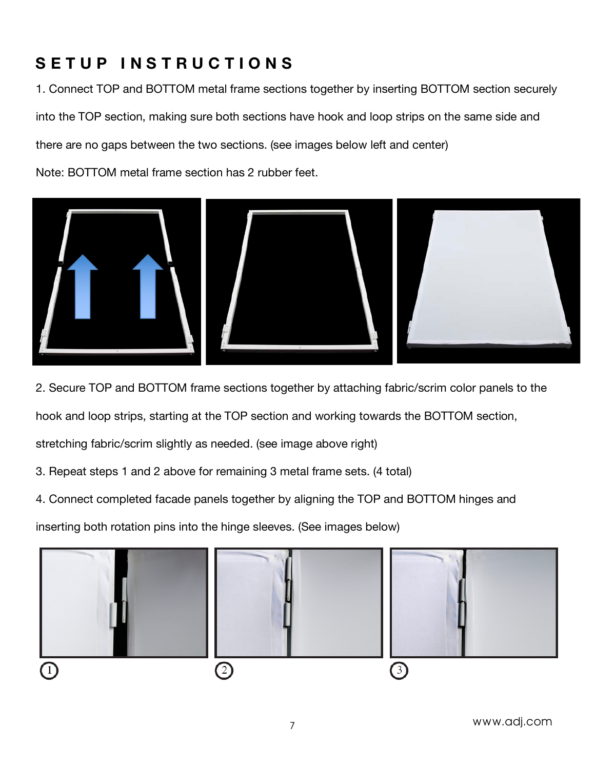# SETUP INSTRUCTIONS

1. Connect TOP and BOTTOM metal frame sections together by inserting BOTTOM section securely into the TOP section, making sure both sections have hook and loop strips on the same side and there are no gaps between the two sections. (see images below left and center)

Note: BOTTOM metal frame section has 2 rubber feet.

2. Secure TOP and BOTTOM frame sections together by attaching fabric/scrim color panels to the hook and loop strips, starting at the TOP section and working towards the BOTTOM section, stretching fabric/scrim slightly as needed. (see image above right)

3. Repeat steps 1 and 2 above for remaining 3 metal frame sets. (4 total)

4. Connect completed facade panels together by aligning the TOP and BOTTOM hinges and inserting both rotation pins into the hinge sleeves. (See images below)

① ② ③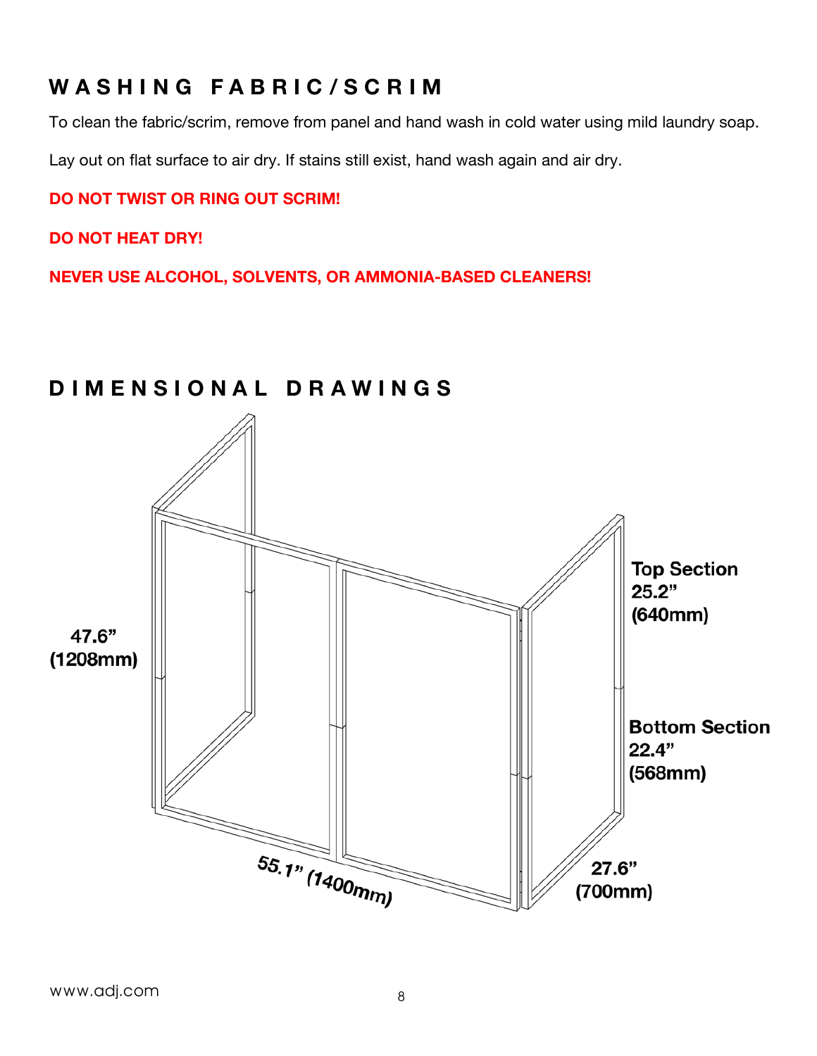## WASHING FABRIC/SCRIM

To clean the fabric/scrim, remove from panel and hand wash in cold water using mild laundry soap.

Lay out on flat surface to air dry. If stains still exist, hand wash again and air dry.

**DO NOT TWIST OR RING OUT SCRIM!**

**DO NOT HEAT DRY!**

**NEVER USE ALCOHOL, SOLVENTS, OR AMMONIA-BASED CLEANERS!**

## DIMENSIONAL DRAWINGS

**47.6"**
**(1208mm)**

**Top Section**
**25.2"**
**(640mm)**

**Bottom Section**
**22.4"**
**(568mm)**

**55.1" (1400mm)**

**27.6"**
**(700mm)**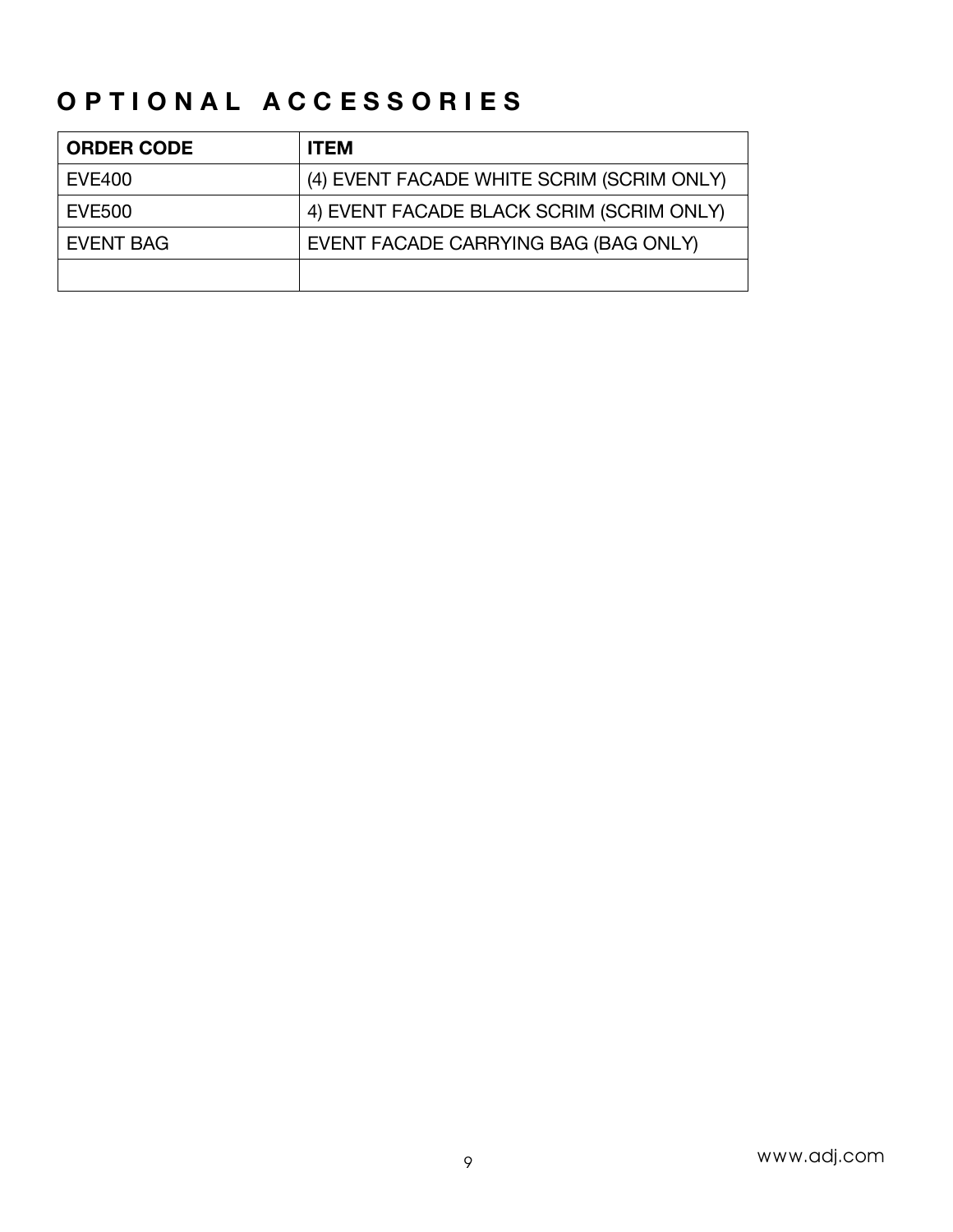# OPTIONAL ACCESSORIES

| ORDER CODE | ITEM |
| --- | --- |
| EVE400 | (4) EVENT FACADE WHITE SCRIM (SCRIM ONLY) |
| EVE500 | 4) EVENT FACADE BLACK SCRIM (SCRIM ONLY) |
| EVENT BAG | EVENT FACADE CARRYING BAG (BAG ONLY) |
| | |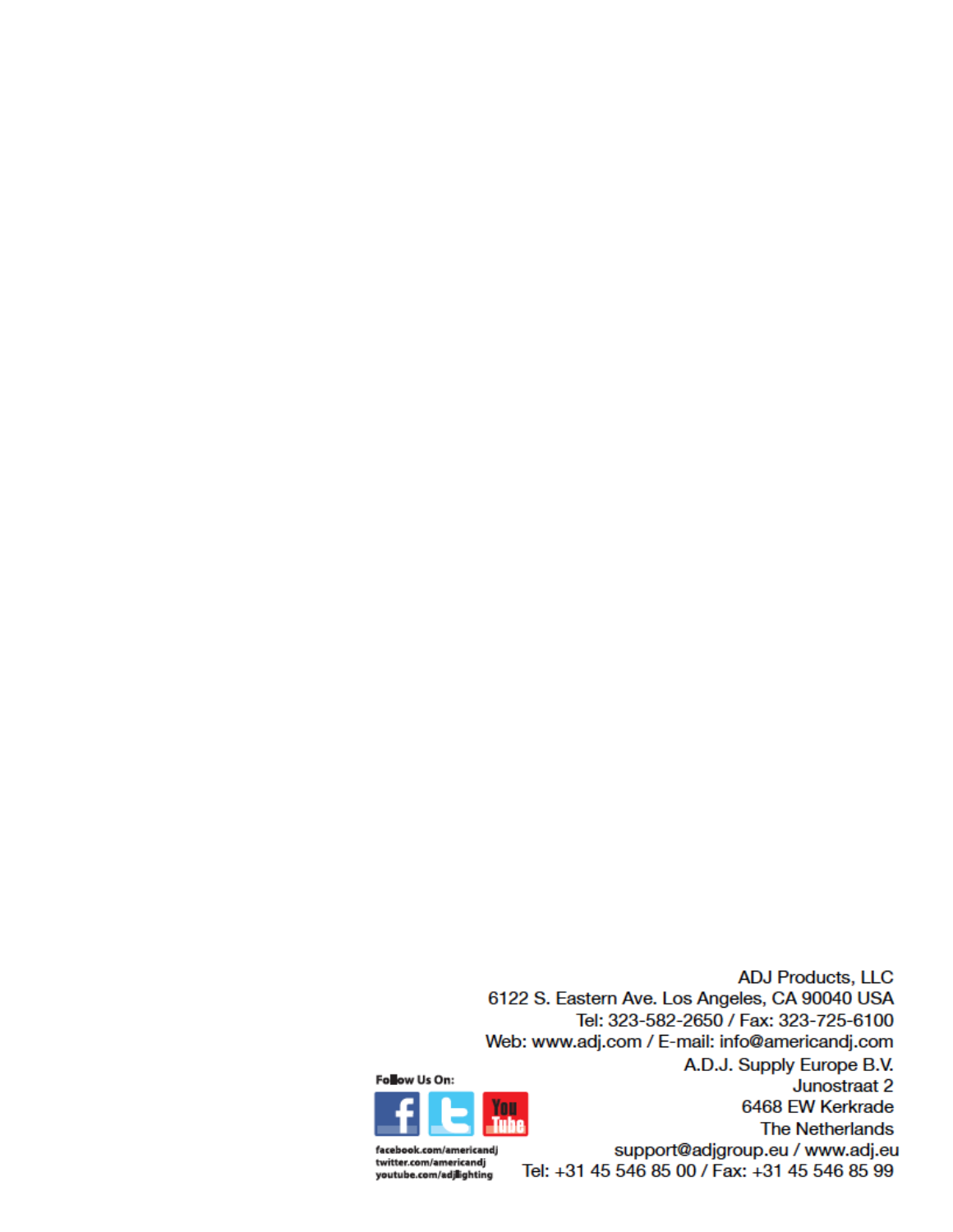ADJ Products, LLC
6122 S. Eastern Ave. Los Angeles, CA 90040 USA
Tel: 323-582-2650 / Fax: 323-725-6100
Web: www.adj.com / E-mail: info@americandj.com

A.D.J. Supply Europe B.V.
Junostraat 2
6468 EW Kerkrade
The Netherlands
support@adjgroup.eu / www.adj.eu
Tel: +31 45 546 85 00 / Fax: +31 45 546 85 99

Follow Us On:

facebook.com/americandj
twitter.com/americandj
youtube.com/adjlighting